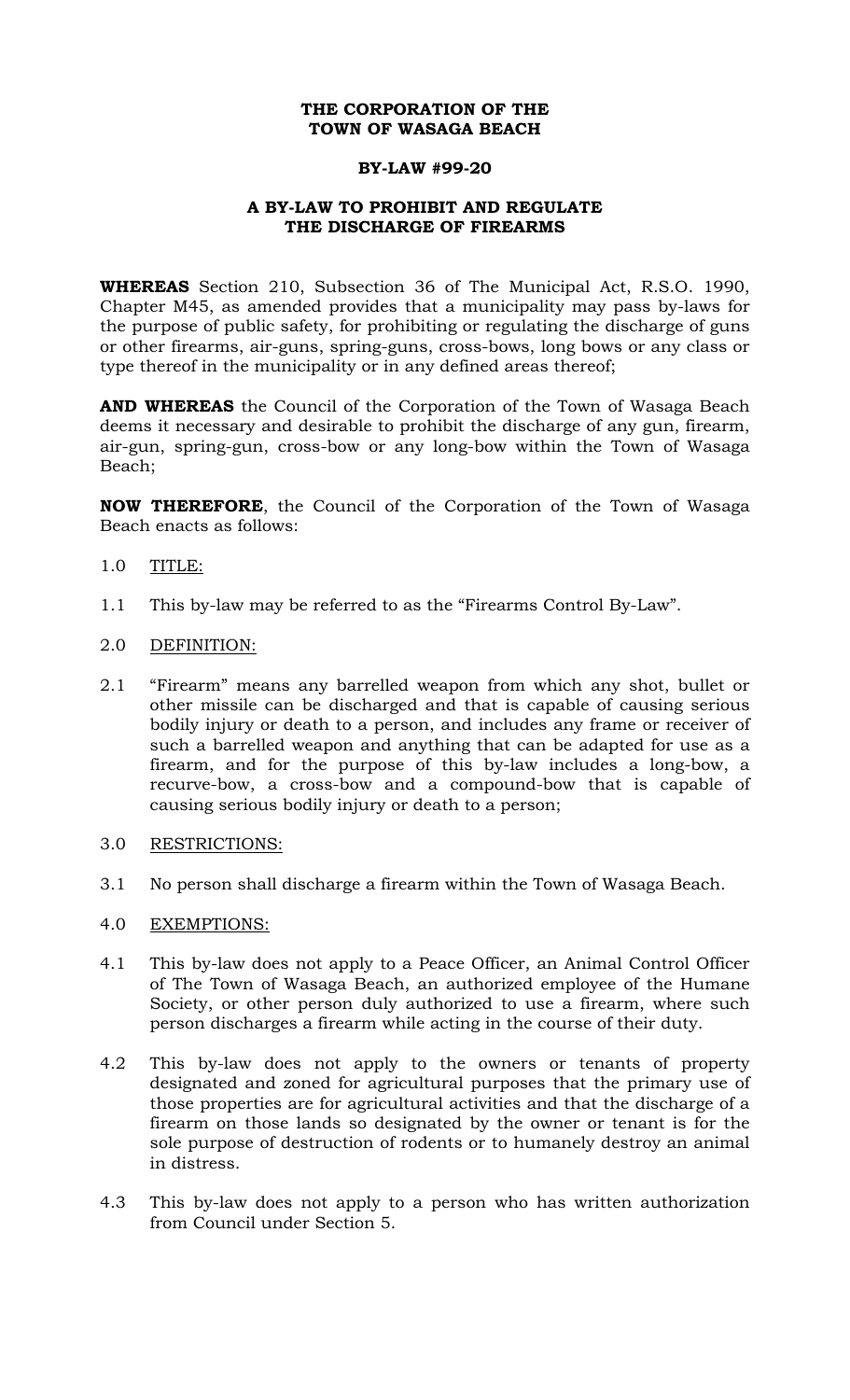**THE CORPORATION OF THE**
**TOWN OF WASAGA BEACH**

**BY-LAW #99-20**

**A BY-LAW TO PROHIBIT AND REGULATE THE DISCHARGE OF FIREARMS**

**WHEREAS** Section 210, Subsection 36 of The Municipal Act, R.S.O. 1990, Chapter M45, as amended provides that a municipality may pass by-laws for the purpose of public safety, for prohibiting or regulating the discharge of guns or other firearms, air-guns, spring-guns, cross-bows, long bows or any class or type thereof in the municipality or in any defined areas thereof;

**AND WHEREAS** the Council of the Corporation of the Town of Wasaga Beach deems it necessary and desirable to prohibit the discharge of any gun, firearm, air-gun, spring-gun, cross-bow or any long-bow within the Town of Wasaga Beach;

**NOW THEREFORE**, the Council of the Corporation of the Town of Wasaga Beach enacts as follows:

1.0 TITLE:

1.1 This by-law may be referred to as the "Firearms Control By-Law".

2.0 DEFINITION:

2.1 "Firearm" means any barrelled weapon from which any shot, bullet or other missile can be discharged and that is capable of causing serious bodily injury or death to a person, and includes any frame or receiver of such a barrelled weapon and anything that can be adapted for use as a firearm, and for the purpose of this by-law includes a long-bow, a recurve-bow, a cross-bow and a compound-bow that is capable of causing serious bodily injury or death to a person;

3.0 RESTRICTIONS:

3.1 No person shall discharge a firearm within the Town of Wasaga Beach.

4.0 EXEMPTIONS:

4.1 This by-law does not apply to a Peace Officer, an Animal Control Officer of The Town of Wasaga Beach, an authorized employee of the Humane Society, or other person duly authorized to use a firearm, where such person discharges a firearm while acting in the course of their duty.

4.2 This by-law does not apply to the owners or tenants of property designated and zoned for agricultural purposes that the primary use of those properties are for agricultural activities and that the discharge of a firearm on those lands so designated by the owner or tenant is for the sole purpose of destruction of rodents or to humanely destroy an animal in distress.

4.3 This by-law does not apply to a person who has written authorization from Council under Section 5.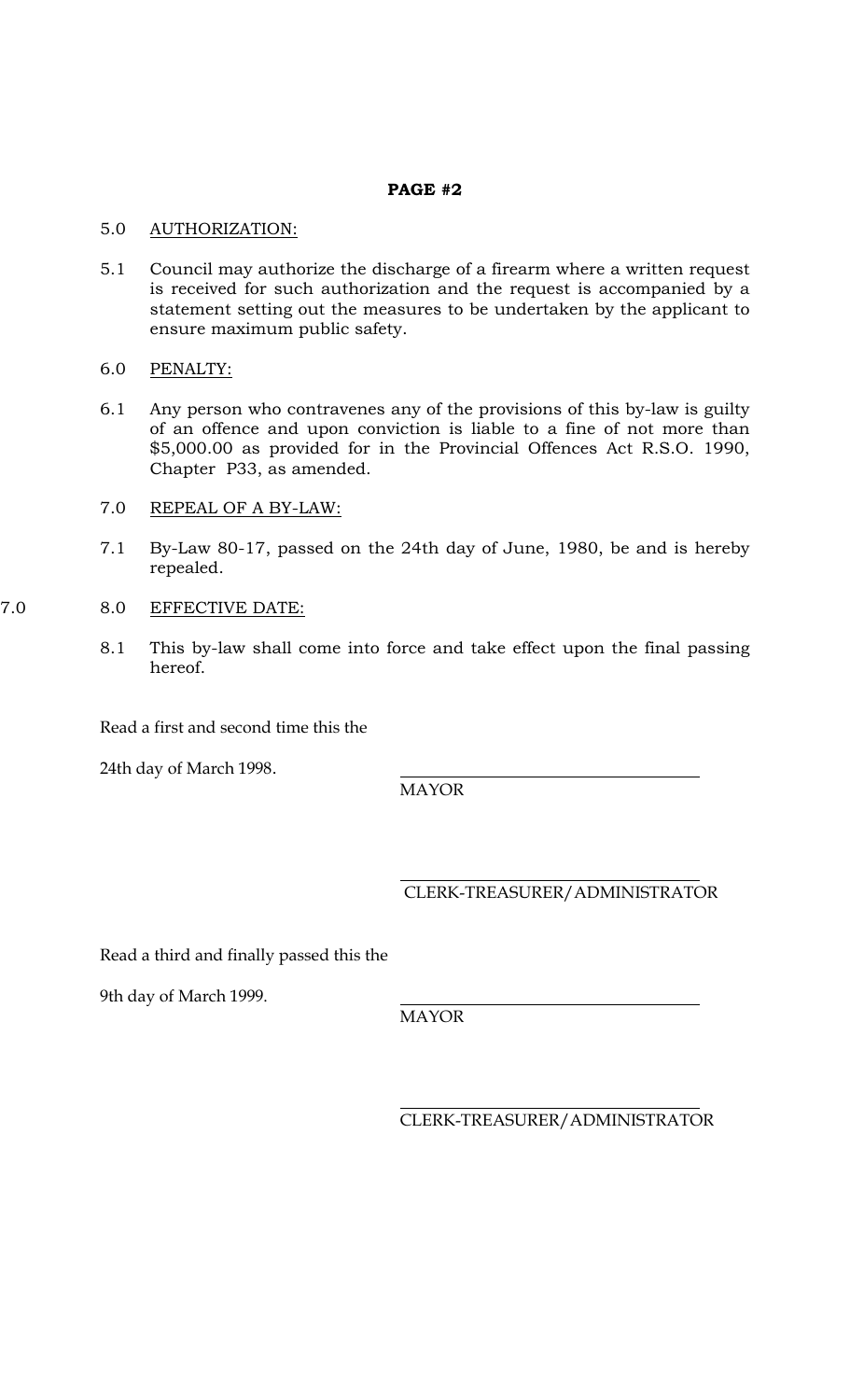**PAGE #2**

5.0 <u>AUTHORIZATION:</u>

5.1 Council may authorize the discharge of a firearm where a written request is received for such authorization and the request is accompanied by a statement setting out the measures to be undertaken by the applicant to ensure maximum public safety.

6.0 <u>PENALTY:</u>

6.1 Any person who contravenes any of the provisions of this by-law is guilty of an offence and upon conviction is liable to a fine of not more than $5,000.00 as provided for in the Provincial Offences Act R.S.O. 1990, Chapter P33, as amended.

7.0 <u>REPEAL OF A BY-LAW:</u>

7.1 By-Law 80-17, passed on the 24th day of June, 1980, be and is hereby repealed.

7.0 8.0 <u>EFFECTIVE DATE:</u>

8.1 This by-law shall come into force and take effect upon the final passing hereof.

Read a first and second time this the

24th day of March 1998.

MAYOR

CLERK-TREASURER/ADMINISTRATOR

Read a third and finally passed this the

9th day of March 1999.

MAYOR

CLERK-TREASURER/ADMINISTRATOR